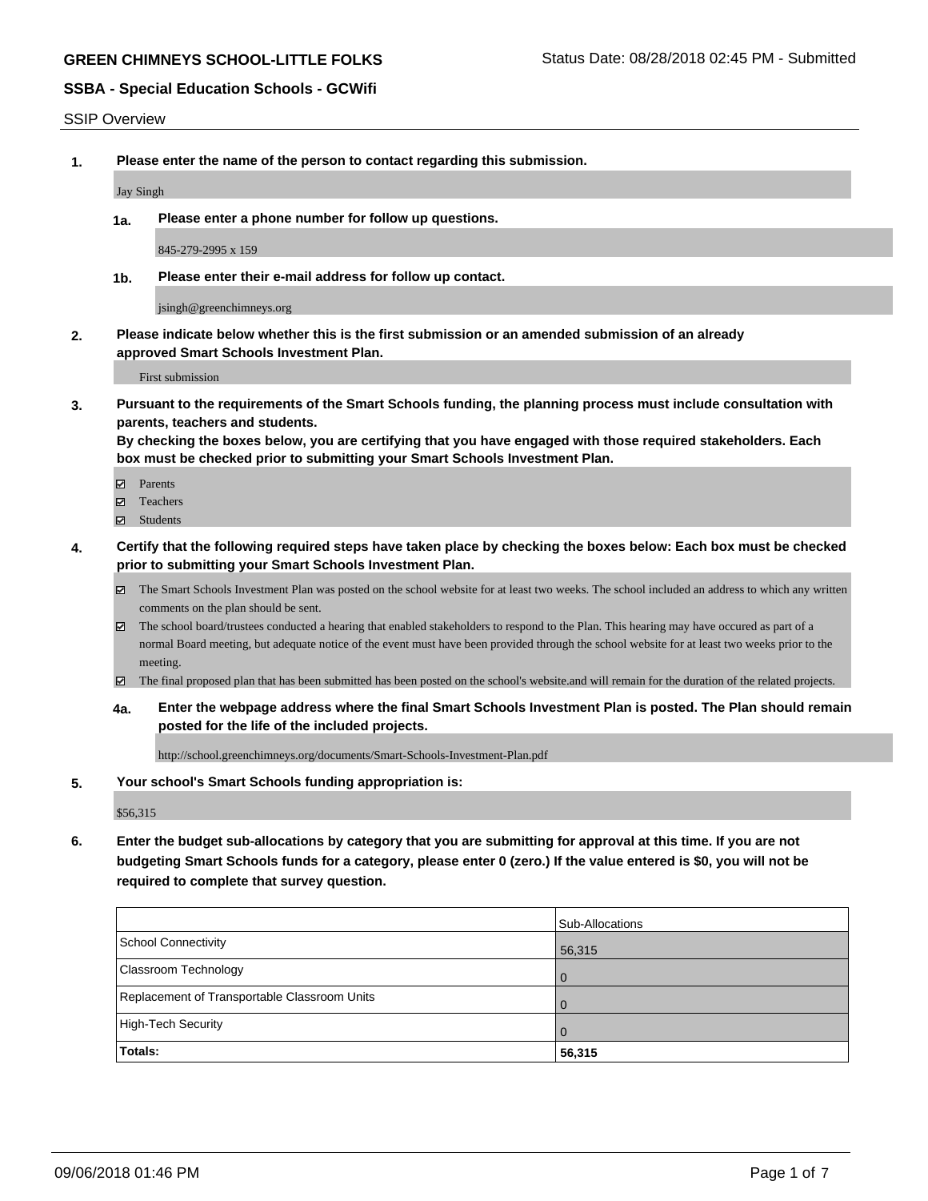**GREEN CHIMNEYS SCHOOL-LITTLE FOLKS**

Status Date: 08/28/2018 02:45 PM - Submitted

**SSBA - Special Education Schools - GCWifi**

SSIP Overview

**1. Please enter the name of the person to contact regarding this submission.**

Jay Singh

**1a. Please enter a phone number for follow up questions.**

845-279-2995 x 159

**1b. Please enter their e-mail address for follow up contact.**

jsingh@greenchimneys.org

**2. Please indicate below whether this is the first submission or an amended submission of an already approved Smart Schools Investment Plan.**

First submission

**3. Pursuant to the requirements of the Smart Schools funding, the planning process must include consultation with parents, teachers and students.**
**By checking the boxes below, you are certifying that you have engaged with those required stakeholders. Each box must be checked prior to submitting your Smart Schools Investment Plan.**

- [x] Parents
- [x] Teachers
- [x] Students

**4. Certify that the following required steps have taken place by checking the boxes below: Each box must be checked prior to submitting your Smart Schools Investment Plan.**

- [x] The Smart Schools Investment Plan was posted on the school website for at least two weeks. The school included an address to which any written comments on the plan should be sent.
- [x] The school board/trustees conducted a hearing that enabled stakeholders to respond to the Plan. This hearing may have occured as part of a normal Board meeting, but adequate notice of the event must have been provided through the school website for at least two weeks prior to the meeting.
- [x] The final proposed plan that has been submitted has been posted on the school's website.and will remain for the duration of the related projects.

**4a. Enter the webpage address where the final Smart Schools Investment Plan is posted. The Plan should remain posted for the life of the included projects.**

http://school.greenchimneys.org/documents/Smart-Schools-Investment-Plan.pdf

**5. Your school's Smart Schools funding appropriation is:**

$56,315

**6. Enter the budget sub-allocations by category that you are submitting for approval at this time. If you are not budgeting Smart Schools funds for a category, please enter 0 (zero.) If the value entered is $0, you will not be required to complete that survey question.**

| | Sub-Allocations |
|---|---|
| School Connectivity | 56,315 |
| Classroom Technology | 0 |
| Replacement of Transportable Classroom Units | 0 |
| High-Tech Security | 0 |
| **Totals:** | **56,315** |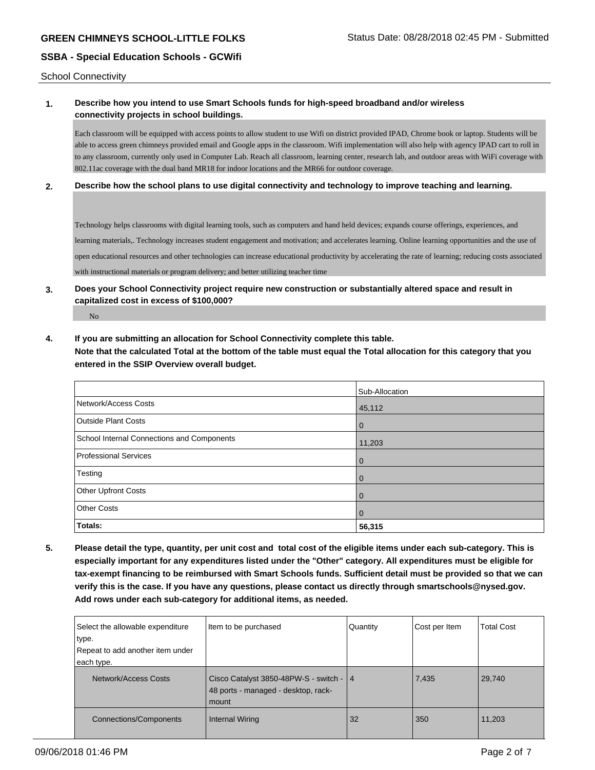School Connectivity

**1. Describe how you intend to use Smart Schools funds for high-speed broadband and/or wireless connectivity projects in school buildings.**

Each classroom will be equipped with access points to allow student to use Wifi on district provided IPAD, Chrome book or laptop. Students will be able to access green chimneys provided email and Google apps in the classroom. Wifi implementation will also help with agency IPAD cart to roll in to any classroom, currently only used in Computer Lab. Reach all classroom, learning center, research lab, and outdoor areas with WiFi coverage with 802.11ac coverage with the dual band MR18 for indoor locations and the MR66 for outdoor coverage.

**2. Describe how the school plans to use digital connectivity and technology to improve teaching and learning.**

Technology helps classrooms with digital learning tools, such as computers and hand held devices; expands course offerings, experiences, and learning materials,. Technology increases student engagement and motivation; and accelerates learning. Online learning opportunities and the use of open educational resources and other technologies can increase educational productivity by accelerating the rate of learning; reducing costs associated with instructional materials or program delivery; and better utilizing teacher time

**3. Does your School Connectivity project require new construction or substantially altered space and result in capitalized cost in excess of $100,000?**

No

**4. If you are submitting an allocation for School Connectivity complete this table. Note that the calculated Total at the bottom of the table must equal the Total allocation for this category that you entered in the SSIP Overview overall budget.**

| | Sub-Allocation |
|---|---|
| Network/Access Costs | 45,112 |
| Outside Plant Costs | 0 |
| School Internal Connections and Components | 11,203 |
| Professional Services | 0 |
| Testing | 0 |
| Other Upfront Costs | 0 |
| Other Costs | 0 |
| **Totals:** | **56,315** |

**5. Please detail the type, quantity, per unit cost and total cost of the eligible items under each sub-category. This is especially important for any expenditures listed under the "Other" category. All expenditures must be eligible for tax-exempt financing to be reimbursed with Smart Schools funds. Sufficient detail must be provided so that we can verify this is the case. If you have any questions, please contact us directly through smartschools@nysed.gov. Add rows under each sub-category for additional items, as needed.**

| Select the allowable expenditure type. Repeat to add another item under each type. | Item to be purchased | Quantity | Cost per Item | Total Cost |
|---|---|---|---|---|
| Network/Access Costs | Cisco Catalyst 3850-48PW-S - switch - 48 ports - managed - desktop, rack-mount | 4 | 7,435 | 29,740 |
| Connections/Components | Internal Wiring | 32 | 350 | 11,203 |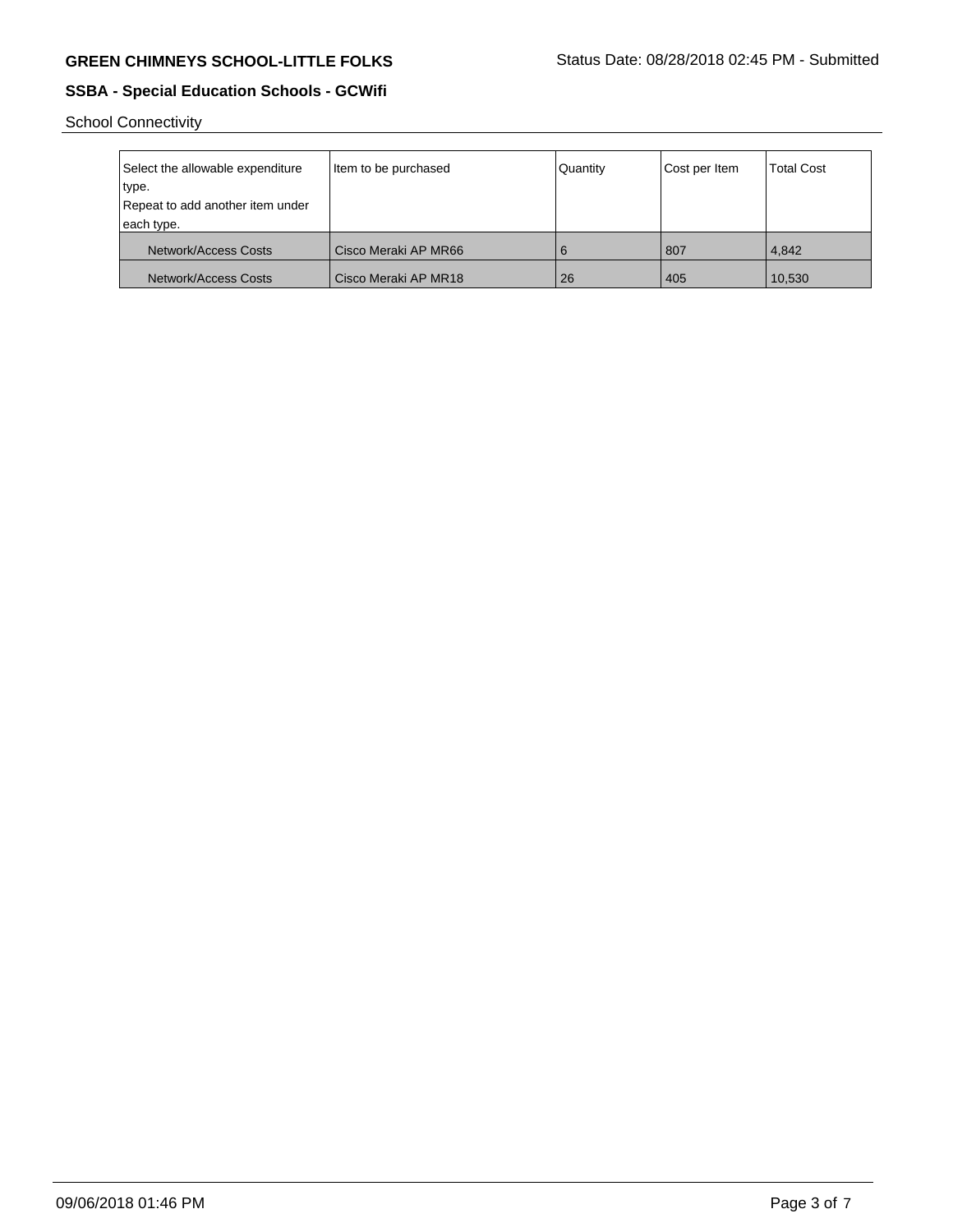School Connectivity

| Select the allowable expenditure type. Repeat to add another item under each type. | Item to be purchased | Quantity | Cost per Item | Total Cost |
|---|---|---|---|---|
| Network/Access Costs | Cisco Meraki AP MR66 | 6 | 807 | 4,842 |
| Network/Access Costs | Cisco Meraki AP MR18 | 26 | 405 | 10,530 |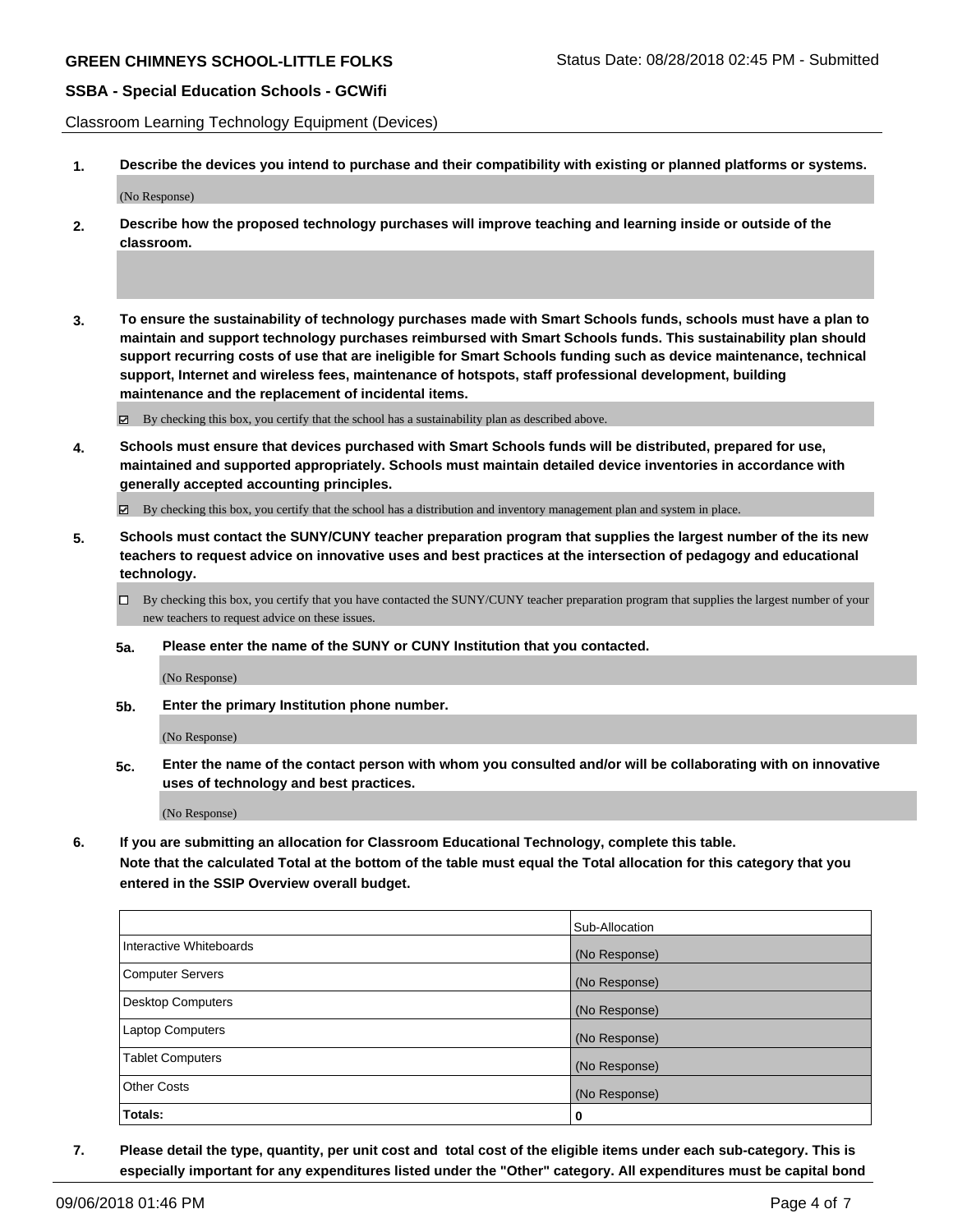Classroom Learning Technology Equipment (Devices)

**1. Describe the devices you intend to purchase and their compatibility with existing or planned platforms or systems.**

(No Response)

**2. Describe how the proposed technology purchases will improve teaching and learning inside or outside of the classroom.**

**3. To ensure the sustainability of technology purchases made with Smart Schools funds, schools must have a plan to maintain and support technology purchases reimbursed with Smart Schools funds. This sustainability plan should support recurring costs of use that are ineligible for Smart Schools funding such as device maintenance, technical support, Internet and wireless fees, maintenance of hotspots, staff professional development, building maintenance and the replacement of incidental items.**

☑ By checking this box, you certify that the school has a sustainability plan as described above.

**4. Schools must ensure that devices purchased with Smart Schools funds will be distributed, prepared for use, maintained and supported appropriately. Schools must maintain detailed device inventories in accordance with generally accepted accounting principles.**

☑ By checking this box, you certify that the school has a distribution and inventory management plan and system in place.

**5. Schools must contact the SUNY/CUNY teacher preparation program that supplies the largest number of the its new teachers to request advice on innovative uses and best practices at the intersection of pedagogy and educational technology.**

☐ By checking this box, you certify that you have contacted the SUNY/CUNY teacher preparation program that supplies the largest number of your new teachers to request advice on these issues.

**5a. Please enter the name of the SUNY or CUNY Institution that you contacted.**

(No Response)

**5b. Enter the primary Institution phone number.**

(No Response)

**5c. Enter the name of the contact person with whom you consulted and/or will be collaborating with on innovative uses of technology and best practices.**

(No Response)

**6. If you are submitting an allocation for Classroom Educational Technology, complete this table.**
**Note that the calculated Total at the bottom of the table must equal the Total allocation for this category that you entered in the SSIP Overview overall budget.**

| | Sub-Allocation |
|---|---|
| Interactive Whiteboards | (No Response) |
| Computer Servers | (No Response) |
| Desktop Computers | (No Response) |
| Laptop Computers | (No Response) |
| Tablet Computers | (No Response) |
| Other Costs | (No Response) |
| **Totals:** | **0** |

**7. Please detail the type, quantity, per unit cost and total cost of the eligible items under each sub-category. This is especially important for any expenditures listed under the "Other" category. All expenditures must be capital bond**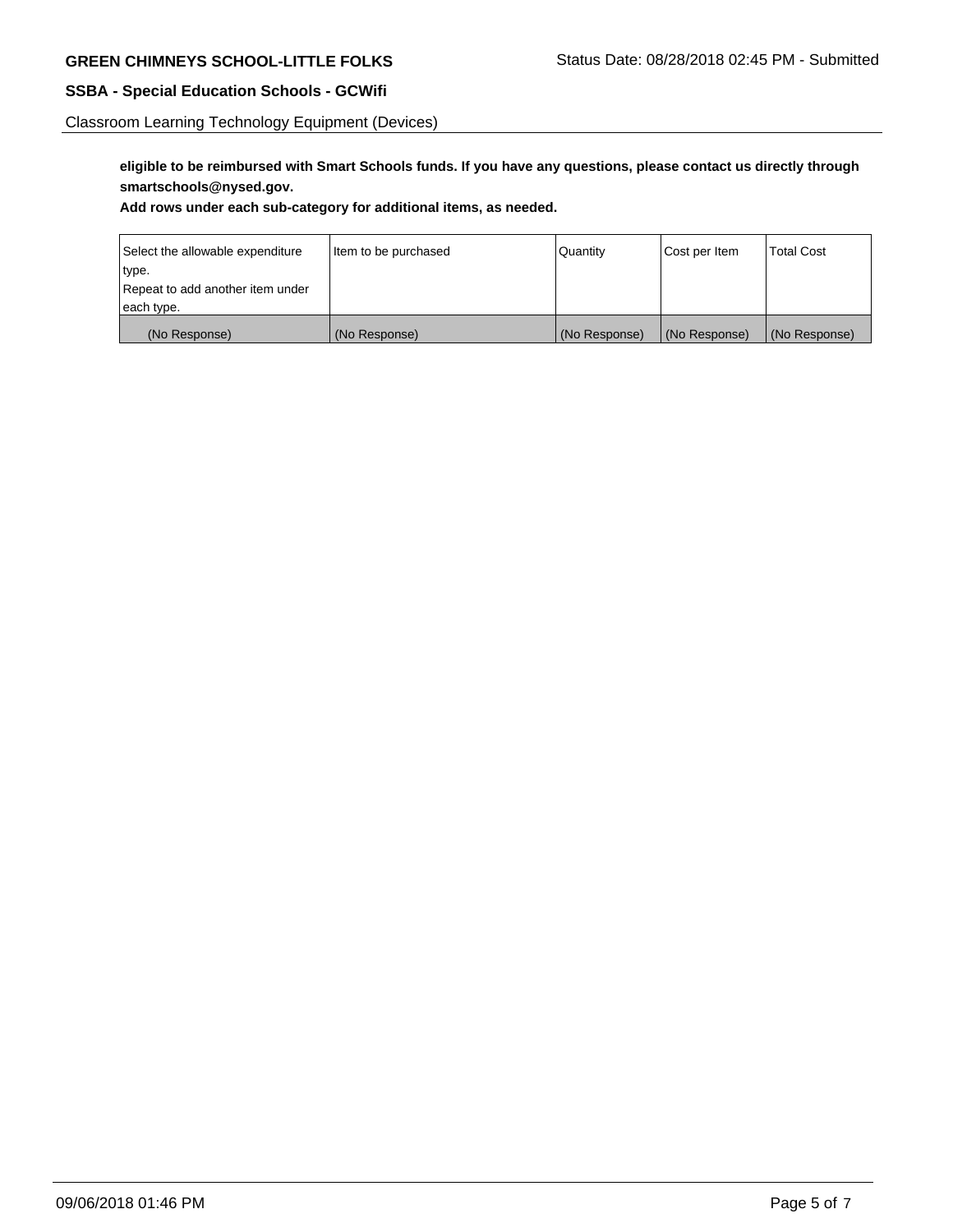**eligible to be reimbursed with Smart Schools funds. If you have any questions, please contact us directly through smartschools@nysed.gov.**

**Add rows under each sub-category for additional items, as needed.**

| Select the allowable expenditure type. Repeat to add another item under each type. | Item to be purchased | Quantity | Cost per Item | Total Cost |
|---|---|---|---|---|
| (No Response) | (No Response) | (No Response) | (No Response) | (No Response) |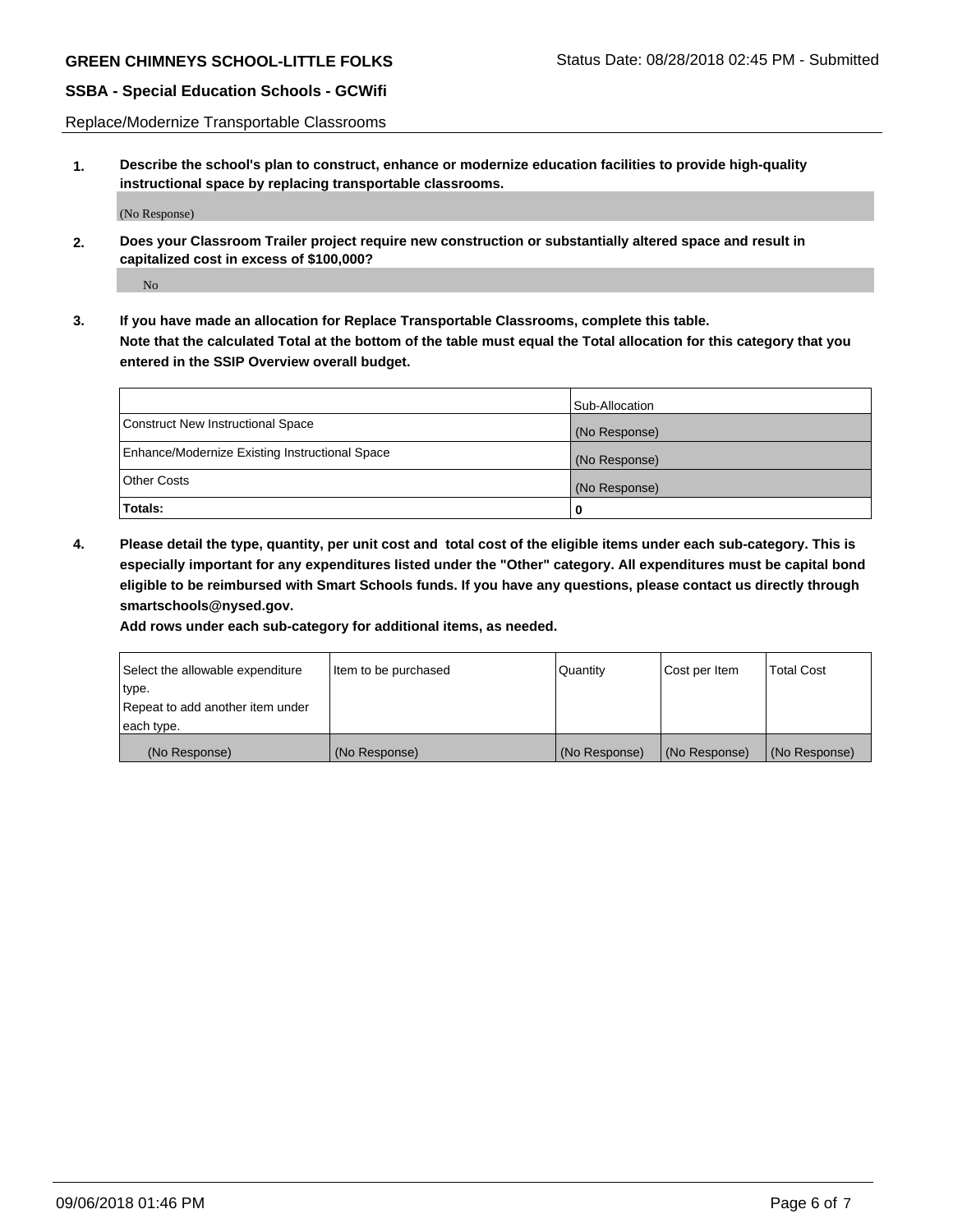**GREEN CHIMNEYS SCHOOL-LITTLE FOLKS** Status Date: 08/28/2018 02:45 PM - Submitted

**SSBA - Special Education Schools - GCWifi**

Replace/Modernize Transportable Classrooms

**1. Describe the school's plan to construct, enhance or modernize education facilities to provide high-quality instructional space by replacing transportable classrooms.**

(No Response)

**2. Does your Classroom Trailer project require new construction or substantially altered space and result in capitalized cost in excess of $100,000?**

No

**3. If you have made an allocation for Replace Transportable Classrooms, complete this table. Note that the calculated Total at the bottom of the table must equal the Total allocation for this category that you entered in the SSIP Overview overall budget.**

| | Sub-Allocation |
|---|---|
| Construct New Instructional Space | (No Response) |
| Enhance/Modernize Existing Instructional Space | (No Response) |
| Other Costs | (No Response) |
| **Totals:** | 0 |

**4. Please detail the type, quantity, per unit cost and total cost of the eligible items under each sub-category. This is especially important for any expenditures listed under the "Other" category. All expenditures must be capital bond eligible to be reimbursed with Smart Schools funds. If you have any questions, please contact us directly through smartschools@nysed.gov.**

**Add rows under each sub-category for additional items, as needed.**

| Select the allowable expenditure type. Repeat to add another item under each type. | Item to be purchased | Quantity | Cost per Item | Total Cost |
|---|---|---|---|---|
| (No Response) | (No Response) | (No Response) | (No Response) | (No Response) |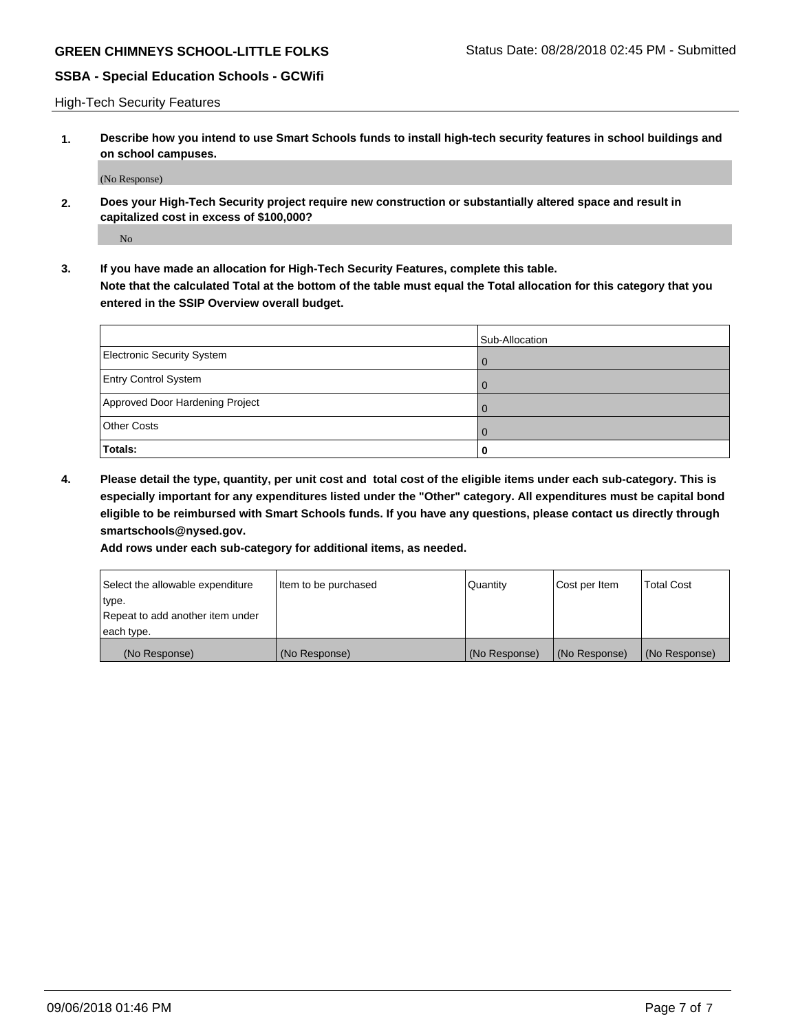High-Tech Security Features

**1. Describe how you intend to use Smart Schools funds to install high-tech security features in school buildings and on school campuses.**

(No Response)

**2. Does your High-Tech Security project require new construction or substantially altered space and result in capitalized cost in excess of $100,000?**

No

**3. If you have made an allocation for High-Tech Security Features, complete this table.**
**Note that the calculated Total at the bottom of the table must equal the Total allocation for this category that you entered in the SSIP Overview overall budget.**

| | Sub-Allocation |
|---|---|
| Electronic Security System | 0 |
| Entry Control System | 0 |
| Approved Door Hardening Project | 0 |
| Other Costs | 0 |
| **Totals:** | **0** |

**4. Please detail the type, quantity, per unit cost and total cost of the eligible items under each sub-category. This is especially important for any expenditures listed under the "Other" category. All expenditures must be capital bond eligible to be reimbursed with Smart Schools funds. If you have any questions, please contact us directly through smartschools@nysed.gov.**

**Add rows under each sub-category for additional items, as needed.**

| Select the allowable expenditure type. Repeat to add another item under each type. | Item to be purchased | Quantity | Cost per Item | Total Cost |
|---|---|---|---|---|
| (No Response) | (No Response) | (No Response) | (No Response) | (No Response) |